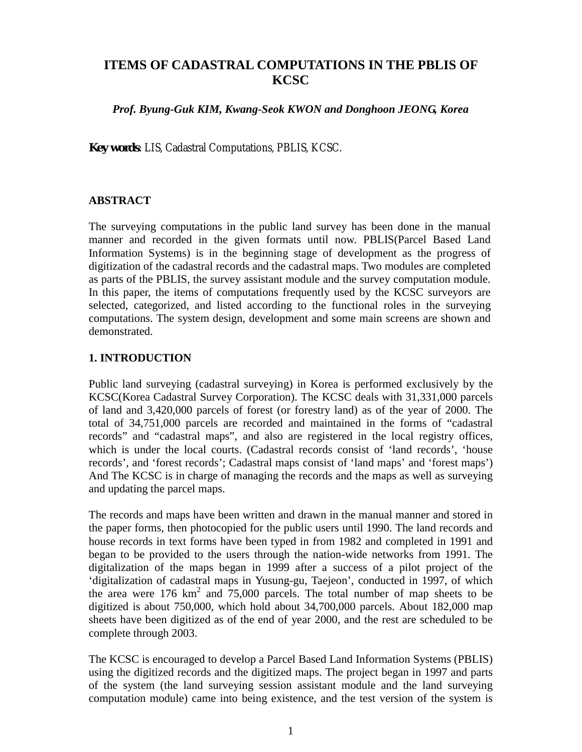# ITEMS OF CADASTRAL COMPUTATIONS IN THE PBLIS OF KCSC

***Prof. Byung-Guk KIM, Kwang-Seok KWON and Donghoon JEONG, Korea***

**Key words**: LIS, Cadastral Computations, PBLIS, KCSC.

## ABSTRACT

The surveying computations in the public land survey has been done in the manual manner and recorded in the given formats until now. PBLIS(Parcel Based Land Information Systems) is in the beginning stage of development as the progress of digitization of the cadastral records and the cadastral maps. Two modules are completed as parts of the PBLIS, the survey assistant module and the survey computation module. In this paper, the items of computations frequently used by the KCSC surveyors are selected, categorized, and listed according to the functional roles in the surveying computations. The system design, development and some main screens are shown and demonstrated.

## 1. INTRODUCTION

Public land surveying (cadastral surveying) in Korea is performed exclusively by the KCSC(Korea Cadastral Survey Corporation). The KCSC deals with 31,331,000 parcels of land and 3,420,000 parcels of forest (or forestry land) as of the year of 2000. The total of 34,751,000 parcels are recorded and maintained in the forms of "cadastral records" and "cadastral maps", and also are registered in the local registry offices, which is under the local courts. (Cadastral records consist of 'land records', 'house records', and 'forest records'; Cadastral maps consist of 'land maps' and 'forest maps') And The KCSC is in charge of managing the records and the maps as well as surveying and updating the parcel maps.

The records and maps have been written and drawn in the manual manner and stored in the paper forms, then photocopied for the public users until 1990. The land records and house records in text forms have been typed in from 1982 and completed in 1991 and began to be provided to the users through the nation-wide networks from 1991. The digitalization of the maps began in 1999 after a success of a pilot project of the 'digitalization of cadastral maps in Yusung-gu, Taejeon', conducted in 1997, of which the area were 176 $km^2$ and 75,000 parcels. The total number of map sheets to be digitized is about 750,000, which hold about 34,700,000 parcels. About 182,000 map sheets have been digitized as of the end of year 2000, and the rest are scheduled to be complete through 2003.

The KCSC is encouraged to develop a Parcel Based Land Information Systems (PBLIS) using the digitized records and the digitized maps. The project began in 1997 and parts of the system (the land surveying session assistant module and the land surveying computation module) came into being existence, and the test version of the system is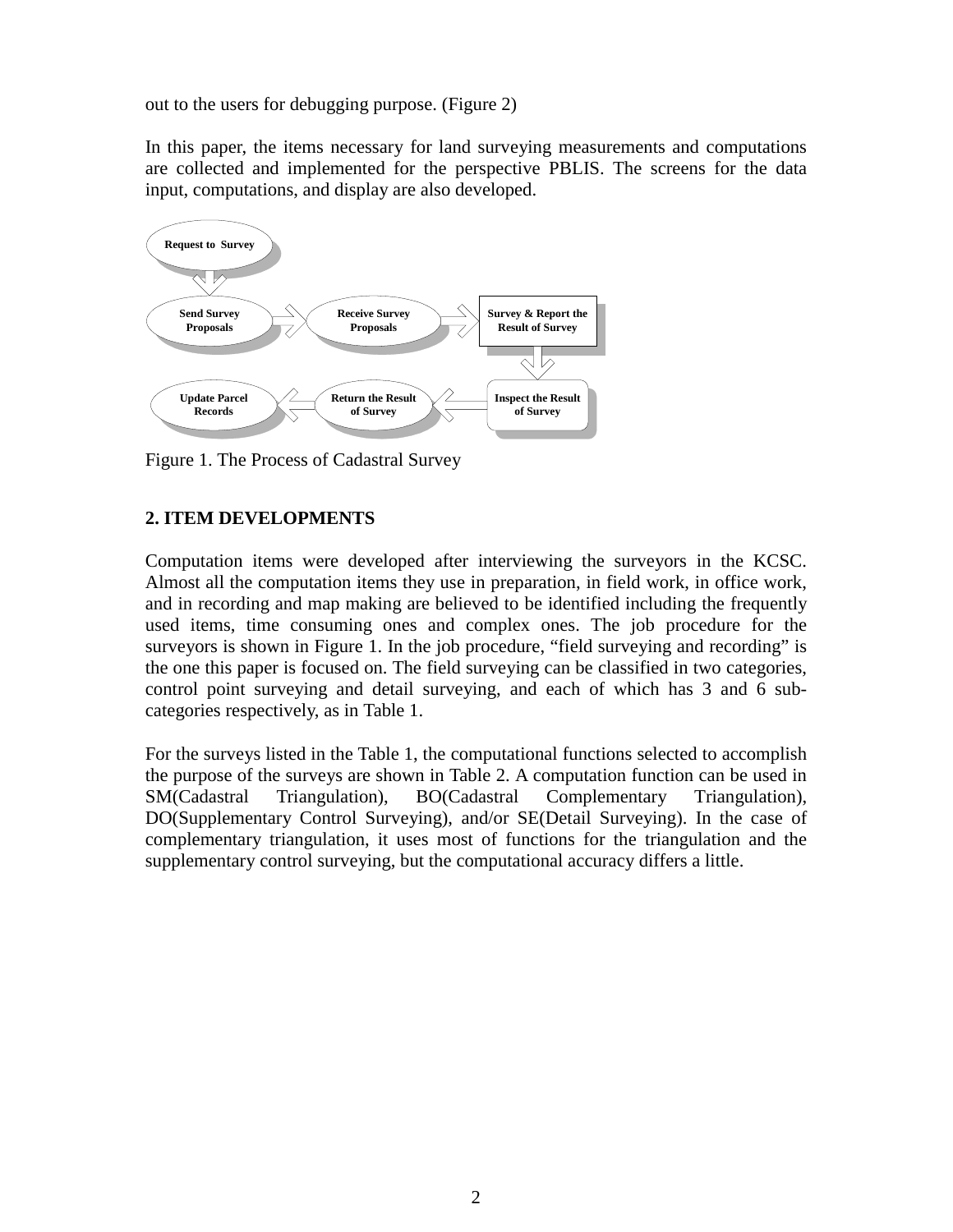out to the users for debugging purpose. (Figure 2)

In this paper, the items necessary for land surveying measurements and computations are collected and implemented for the perspective PBLIS. The screens for the data input, computations, and display are also developed.

Request to Survey → Send Survey Proposals → Receive Survey Proposals → Survey & Report the Result of Survey → Inspect the Result of Survey → Return the Result of Survey → Update Parcel Records

Figure 1. The Process of Cadastral Survey

## 2. ITEM DEVELOPMENTS

Computation items were developed after interviewing the surveyors in the KCSC. Almost all the computation items they use in preparation, in field work, in office work, and in recording and map making are believed to be identified including the frequently used items, time consuming ones and complex ones. The job procedure for the surveyors is shown in Figure 1. In the job procedure, "field surveying and recording" is the one this paper is focused on. The field surveying can be classified in two categories, control point surveying and detail surveying, and each of which has 3 and 6 sub-categories respectively, as in Table 1.

For the surveys listed in the Table 1, the computational functions selected to accomplish the purpose of the surveys are shown in Table 2. A computation function can be used in SM(Cadastral Triangulation), BO(Cadastral Complementary Triangulation), DO(Supplementary Control Surveying), and/or SE(Detail Surveying). In the case of complementary triangulation, it uses most of functions for the triangulation and the supplementary control surveying, but the computational accuracy differs a little.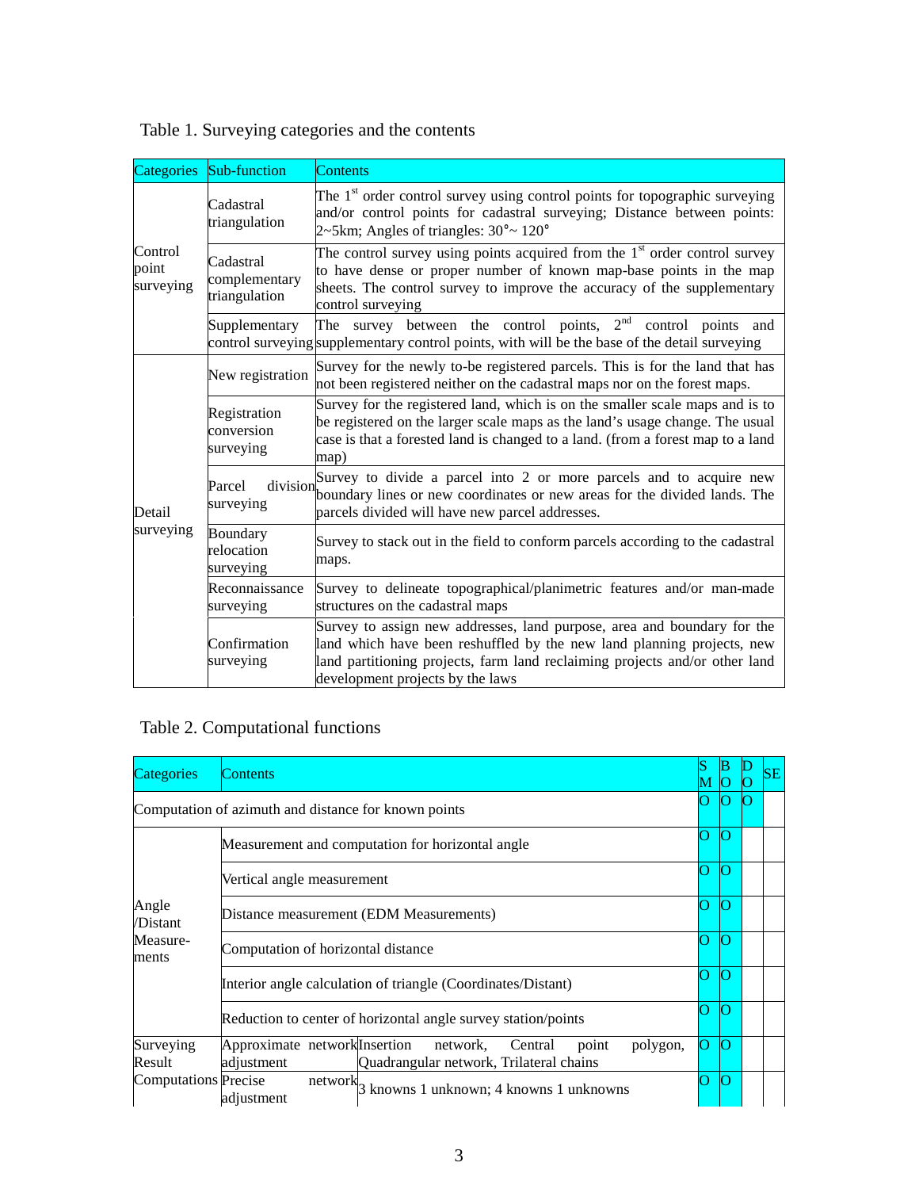Table 1. Surveying categories and the contents

| Categories | Sub-function | Contents |
|---|---|---|
| Control point surveying | Cadastral triangulation | The 1st order control survey using control points for topographic surveying and/or control points for cadastral surveying; Distance between points: 2~5km; Angles of triangles: 30°~ 120° |
| | Cadastral complementary triangulation | The control survey using points acquired from the 1st order control survey to have dense or proper number of known map-base points in the map sheets. The control survey to improve the accuracy of the supplementary control surveying |
| | Supplementary control surveying | The survey between the control points, 2nd control points and supplementary control points, with will be the base of the detail surveying |
| Detail surveying | New registration | Survey for the newly to-be registered parcels. This is for the land that has not been registered neither on the cadastral maps nor on the forest maps. |
| | Registration conversion surveying | Survey for the registered land, which is on the smaller scale maps and is to be registered on the larger scale maps as the land's usage change. The usual case is that a forested land is changed to a land. (from a forest map to a land map) |
| | Parcel division surveying | Survey to divide a parcel into 2 or more parcels and to acquire new boundary lines or new coordinates or new areas for the divided lands. The parcels divided will have new parcel addresses. |
| | Boundary relocation surveying | Survey to stack out in the field to conform parcels according to the cadastral maps. |
| | Reconnaissance surveying | Survey to delineate topographical/planimetric features and/or man-made structures on the cadastral maps |
| | Confirmation surveying | Survey to assign new addresses, land purpose, area and boundary for the land which have been reshuffled by the new land planning projects, new land partitioning projects, farm land reclaiming projects and/or other land development projects by the laws |

Table 2. Computational functions

| Categories | Contents | | SM | BO | DO | SE |
|---|---|---|---|---|---|---|
| Computation of azimuth and distance for known points | | | O | O | O | |
| Angle /Distant Measure-ments | Measurement and computation for horizontal angle | | O | O | | |
| | Vertical angle measurement | | O | O | | |
| | Distance measurement (EDM Measurements) | | O | O | | |
| | Computation of horizontal distance | | O | O | | |
| | Interior angle calculation of triangle (Coordinates/Distant) | | O | O | | |
| | Reduction to center of horizontal angle survey station/points | | O | O | | |
| Surveying Result Computations | Approximate network adjustment | Insertion network, Central point polygon, Quadrangular network, Trilateral chains | O | O | | |
| | Precise network adjustment | 3 knowns 1 unknown; 4 knowns 1 unknowns | O | O | | |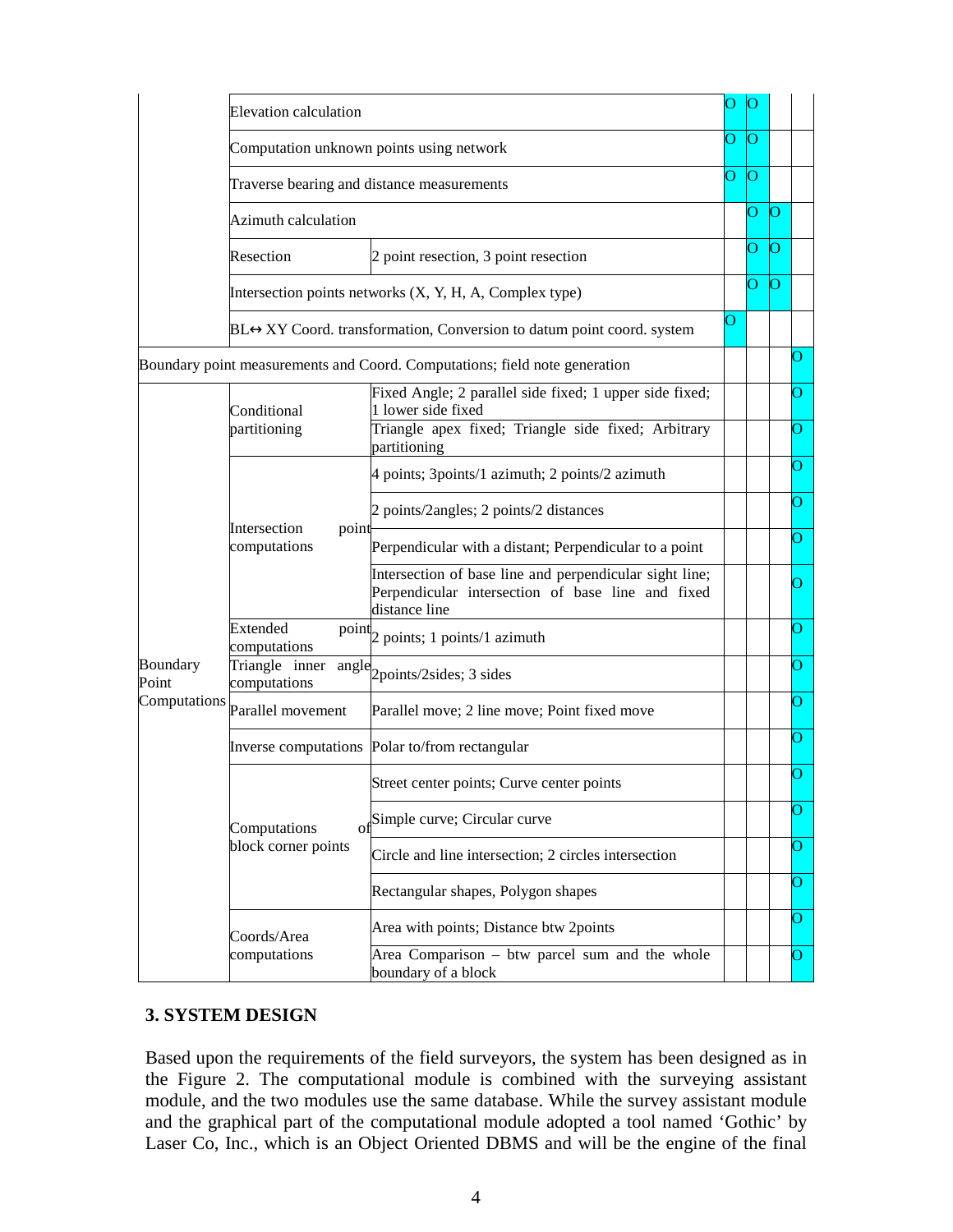| | | | | | | |
|---|---|---|---|---|---|---|
| | Elevation calculation | | O | O | | |
| | Computation unknown points using network | | O | O | | |
| | Traverse bearing and distance measurements | | O | O | | |
| | Azimuth calculation | | | O | O | |
| | Resection | 2 point resection, 3 point resection | | O | O | |
| | Intersection points networks (X, Y, H, A, Complex type) | | | O | O | |
| | BL↔ XY Coord. transformation, Conversion to datum point coord. system | | O | | | |
| Boundary point measurements and Coord. Computations; field note generation | | | | | | O |
| Boundary Point Computations | Conditional partitioning | Fixed Angle; 2 parallel side fixed; 1 upper side fixed; 1 lower side fixed | | | | O |
| | | Triangle apex fixed; Triangle side fixed; Arbitrary partitioning | | | | O |
| | Intersection point computations | 4 points; 3points/1 azimuth; 2 points/2 azimuth | | | | O |
| | | 2 points/2angles; 2 points/2 distances | | | | O |
| | | Perpendicular with a distant; Perpendicular to a point | | | | O |
| | | Intersection of base line and perpendicular sight line; Perpendicular intersection of base line and fixed distance line | | | | O |
| | Extended point computations | 2 points; 1 points/1 azimuth | | | | O |
| | Triangle inner angle computations | 2points/2sides; 3 sides | | | | O |
| | Parallel movement | Parallel move; 2 line move; Point fixed move | | | | O |
| | Inverse computations | Polar to/from rectangular | | | | O |
| | Computations of block corner points | Street center points; Curve center points | | | | O |
| | | Simple curve; Circular curve | | | | O |
| | | Circle and line intersection; 2 circles intersection | | | | O |
| | | Rectangular shapes, Polygon shapes | | | | O |
| | Coords/Area computations | Area with points; Distance btw 2points | | | | O |
| | | Area Comparison – btw parcel sum and the whole boundary of a block | | | | O |

## 3. SYSTEM DESIGN

Based upon the requirements of the field surveyors, the system has been designed as in the Figure 2. The computational module is combined with the surveying assistant module, and the two modules use the same database. While the survey assistant module and the graphical part of the computational module adopted a tool named 'Gothic' by Laser Co, Inc., which is an Object Oriented DBMS and will be the engine of the final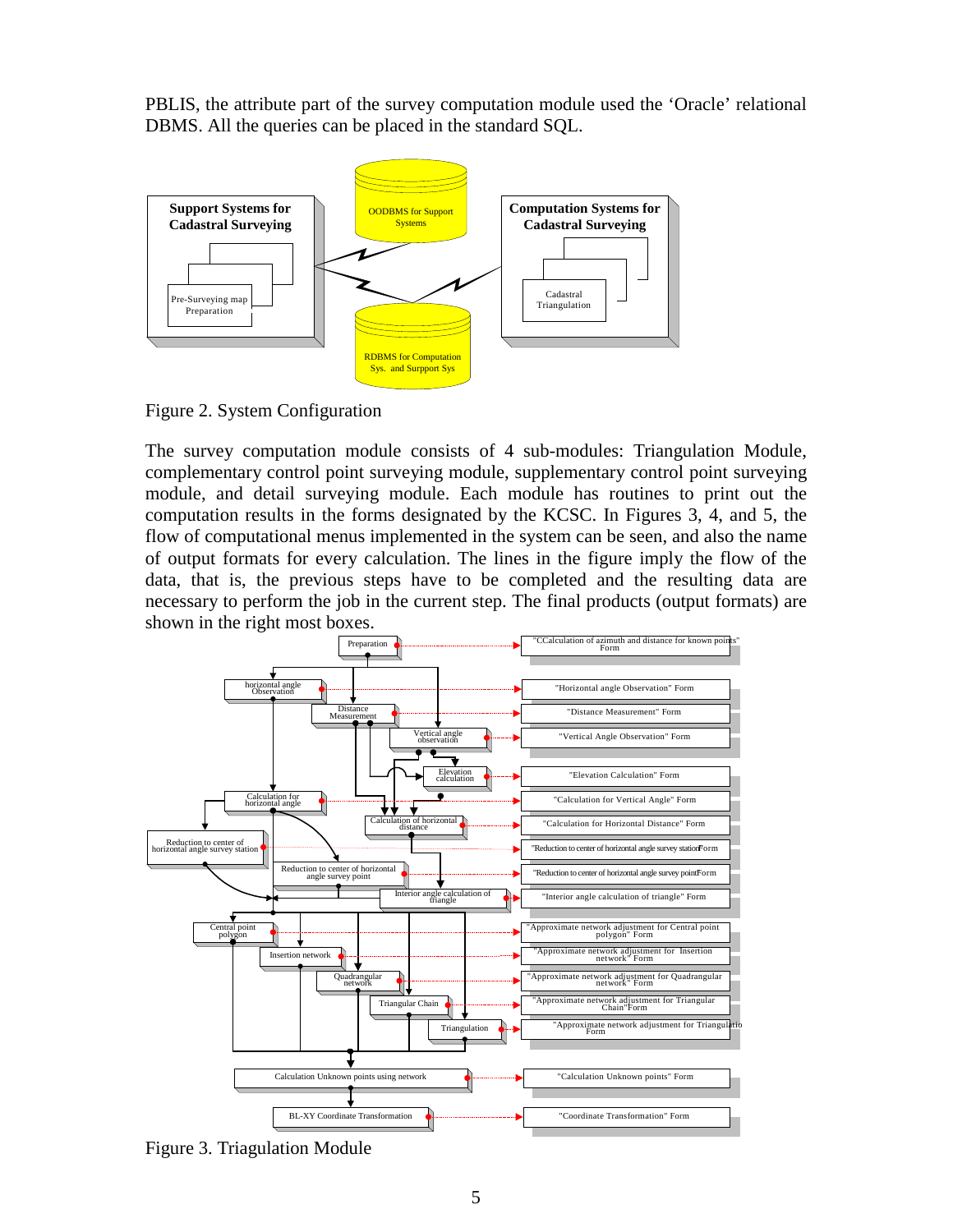PBLIS, the attribute part of the survey computation module used the 'Oracle' relational DBMS. All the queries can be placed in the standard SQL.

Figure 2. System Configuration

The survey computation module consists of 4 sub-modules: Triangulation Module, complementary control point surveying module, supplementary control point surveying module, and detail surveying module. Each module has routines to print out the computation results in the forms designated by the KCSC. In Figures 3, 4, and 5, the flow of computational menus implemented in the system can be seen, and also the name of output formats for every calculation. The lines in the figure imply the flow of the data, that is, the previous steps have to be completed and the resulting data are necessary to perform the job in the current step. The final products (output formats) are shown in the right most boxes.

Figure 3. Triagulation Module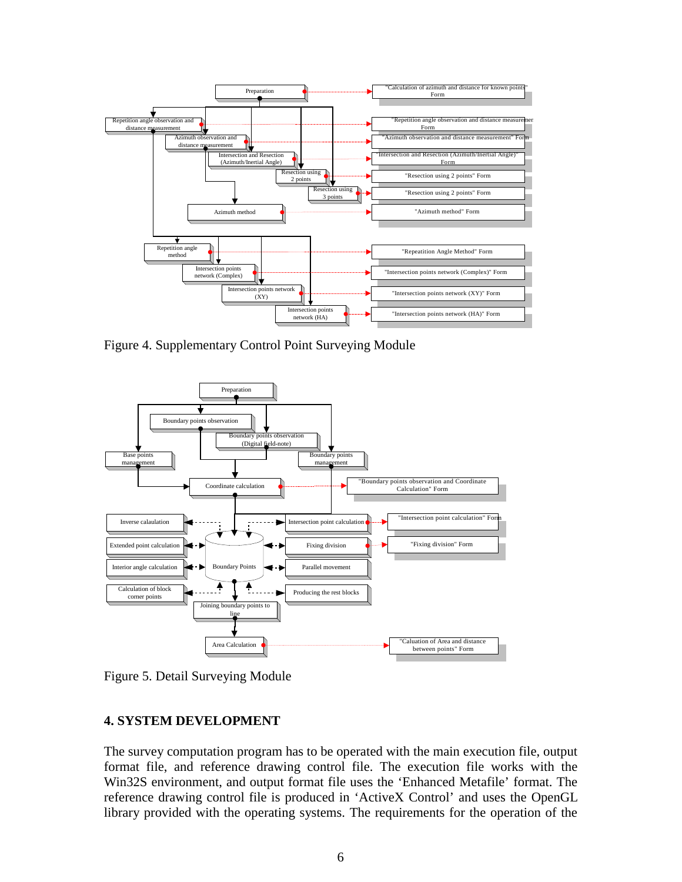Figure 4. Supplementary Control Point Surveying Module

Figure 5. Detail Surveying Module

## 4. SYSTEM DEVELOPMENT

The survey computation program has to be operated with the main execution file, output format file, and reference drawing control file. The execution file works with the Win32S environment, and output format file uses the 'Enhanced Metafile' format. The reference drawing control file is produced in 'ActiveX Control' and uses the OpenGL library provided with the operating systems. The requirements for the operation of the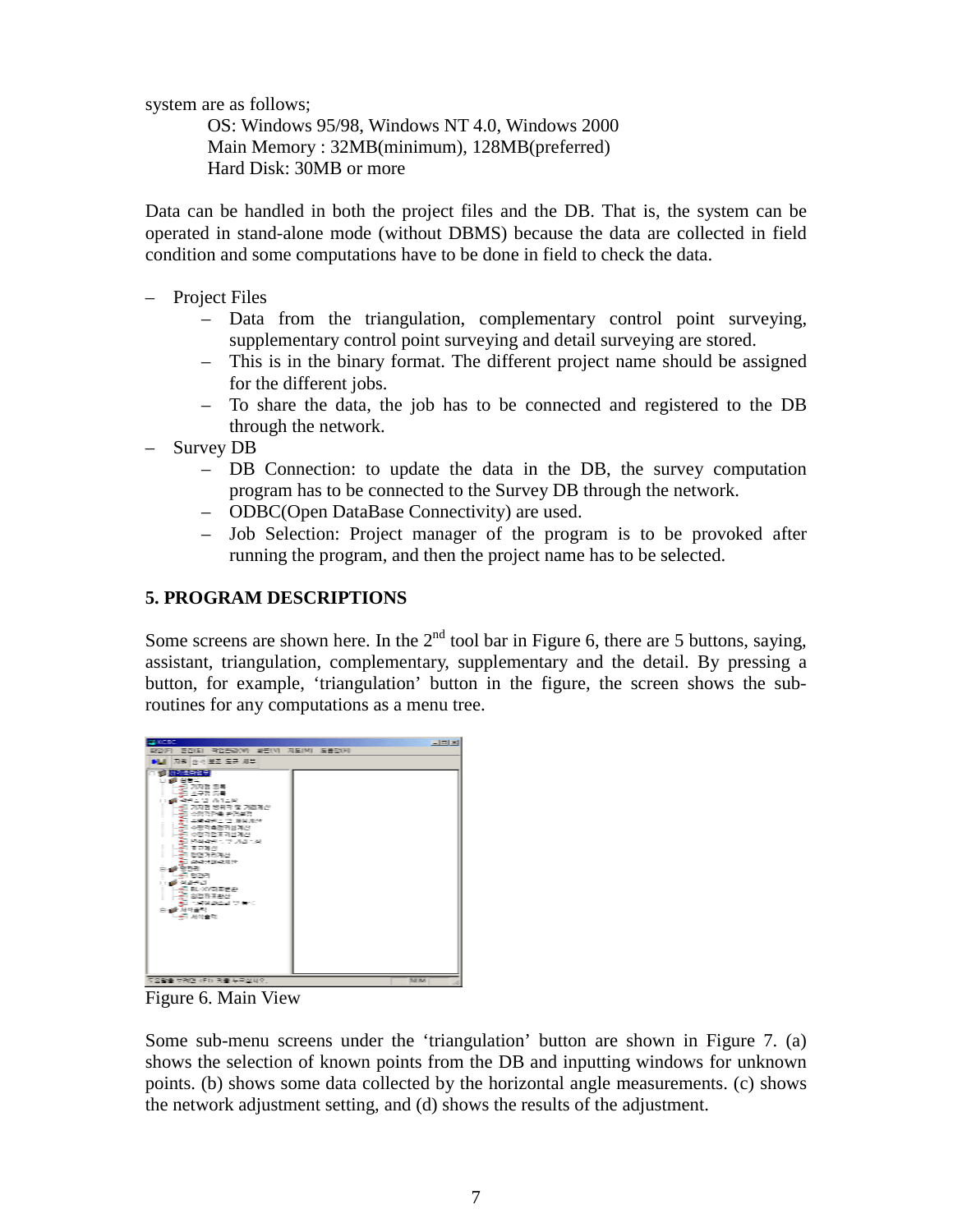system are as follows;

OS: Windows 95/98, Windows NT 4.0, Windows 2000
Main Memory : 32MB(minimum), 128MB(preferred)
Hard Disk: 30MB or more

Data can be handled in both the project files and the DB. That is, the system can be operated in stand-alone mode (without DBMS) because the data are collected in field condition and some computations have to be done in field to check the data.

- Project Files
  - Data from the triangulation, complementary control point surveying, supplementary control point surveying and detail surveying are stored.
  - This is in the binary format. The different project name should be assigned for the different jobs.
  - To share the data, the job has to be connected and registered to the DB through the network.
- Survey DB
  - DB Connection: to update the data in the DB, the survey computation program has to be connected to the Survey DB through the network.
  - ODBC(Open DataBase Connectivity) are used.
  - Job Selection: Project manager of the program is to be provoked after running the program, and then the project name has to be selected.

## 5. PROGRAM DESCRIPTIONS

Some screens are shown here. In the 2nd tool bar in Figure 6, there are 5 buttons, saying, assistant, triangulation, complementary, supplementary and the detail. By pressing a button, for example, 'triangulation' button in the figure, the screen shows the sub-routines for any computations as a menu tree.

Figure 6. Main View

Some sub-menu screens under the 'triangulation' button are shown in Figure 7. (a) shows the selection of known points from the DB and inputting windows for unknown points. (b) shows some data collected by the horizontal angle measurements. (c) shows the network adjustment setting, and (d) shows the results of the adjustment.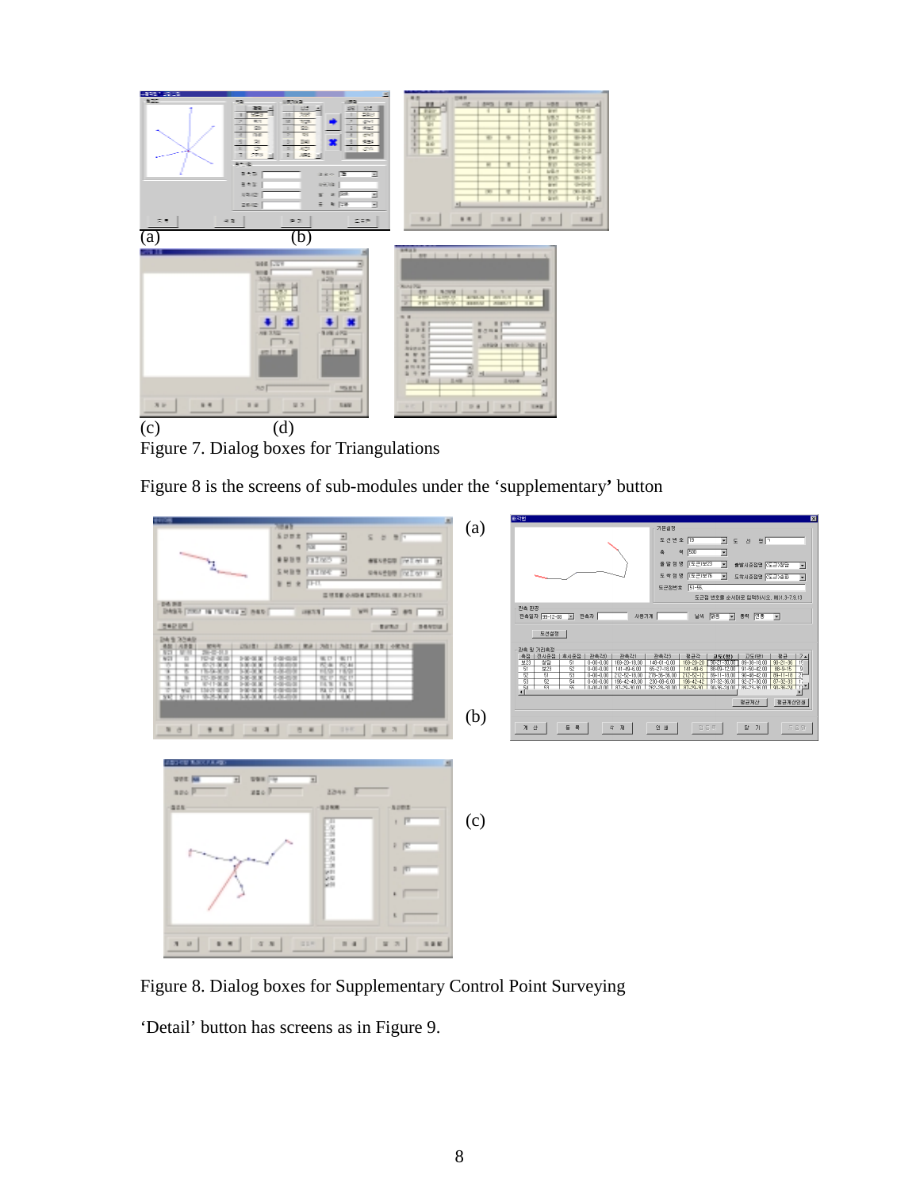(a) (b)

(c) (d)

Figure 7. Dialog boxes for Triangulations

Figure 8 is the screens of sub-modules under the 'supplementary' button

(a)

(b)

(c)

Figure 8. Dialog boxes for Supplementary Control Point Surveying

'Detail' button has screens as in Figure 9.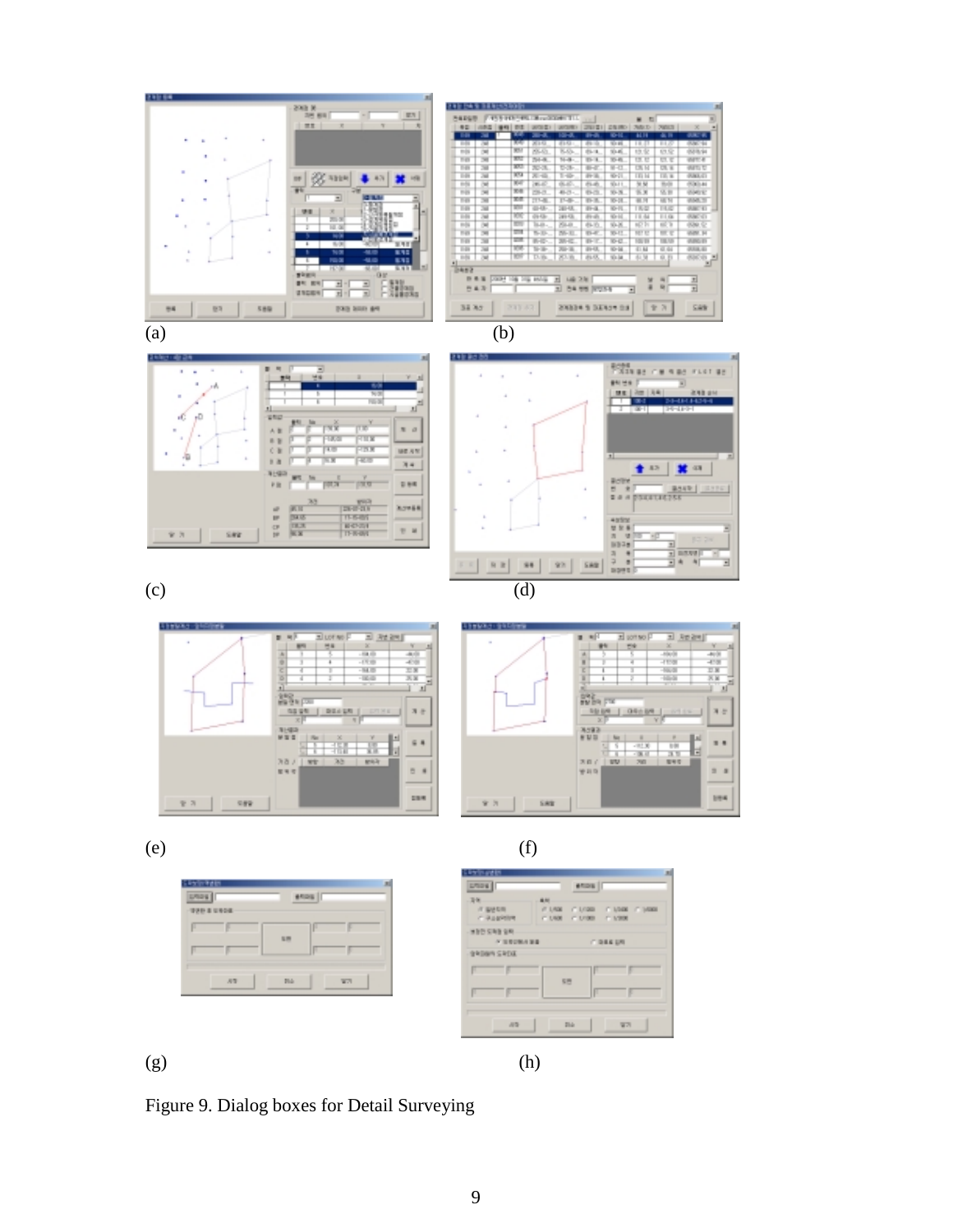(a)

(b)

(c)

(d)

(e)

(f)

(g)

(h)

Figure 9. Dialog boxes for Detail Surveying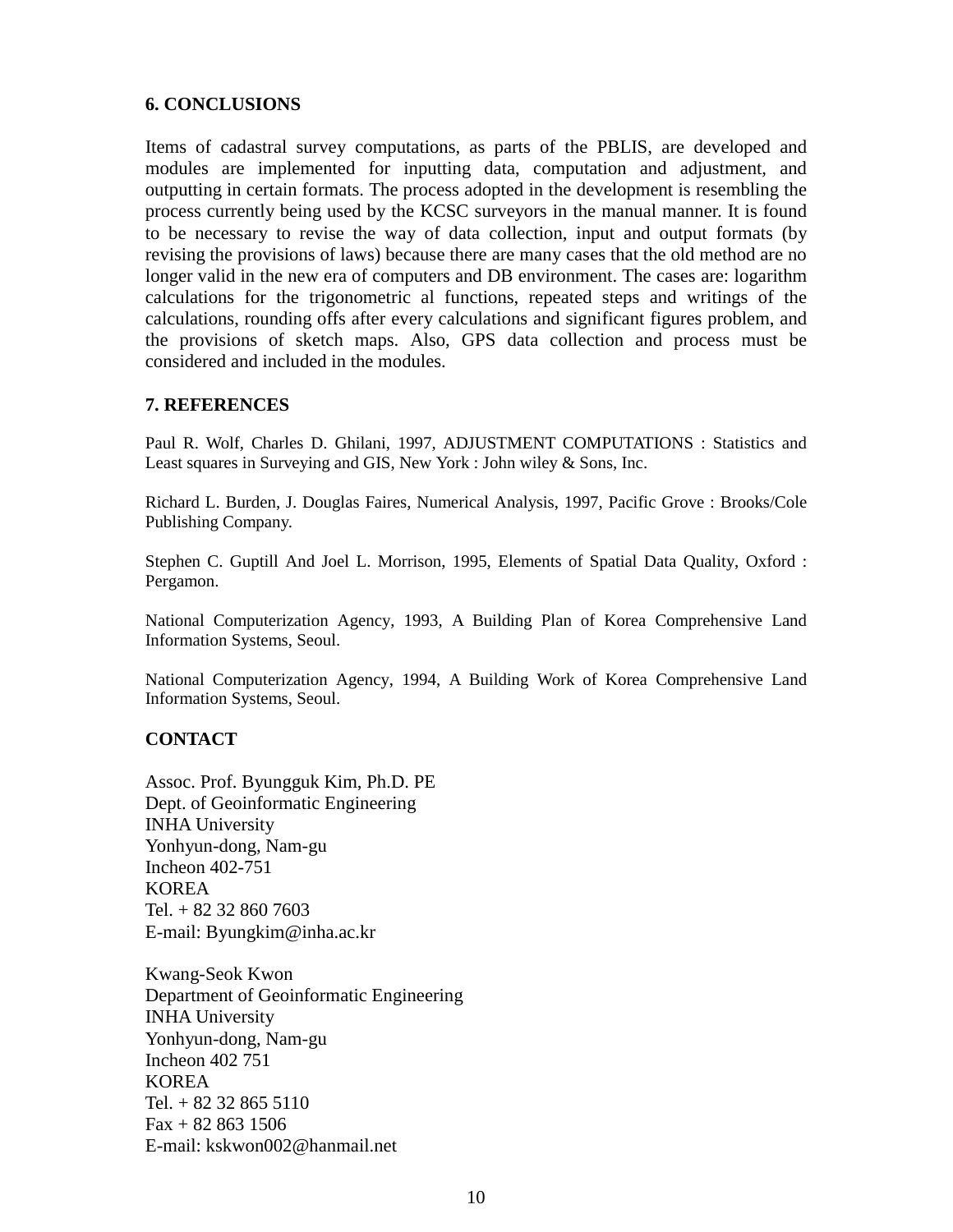## 6. CONCLUSIONS

Items of cadastral survey computations, as parts of the PBLIS, are developed and modules are implemented for inputting data, computation and adjustment, and outputting in certain formats. The process adopted in the development is resembling the process currently being used by the KCSC surveyors in the manual manner. It is found to be necessary to revise the way of data collection, input and output formats (by revising the provisions of laws) because there are many cases that the old method are no longer valid in the new era of computers and DB environment. The cases are: logarithm calculations for the trigonometric al functions, repeated steps and writings of the calculations, rounding offs after every calculations and significant figures problem, and the provisions of sketch maps. Also, GPS data collection and process must be considered and included in the modules.

## 7. REFERENCES

Paul R. Wolf, Charles D. Ghilani, 1997, ADJUSTMENT COMPUTATIONS : Statistics and Least squares in Surveying and GIS, New York : John wiley & Sons, Inc.

Richard L. Burden, J. Douglas Faires, Numerical Analysis, 1997, Pacific Grove : Brooks/Cole Publishing Company.

Stephen C. Guptill And Joel L. Morrison, 1995, Elements of Spatial Data Quality, Oxford : Pergamon.

National Computerization Agency, 1993, A Building Plan of Korea Comprehensive Land Information Systems, Seoul.

National Computerization Agency, 1994, A Building Work of Korea Comprehensive Land Information Systems, Seoul.

## CONTACT

Assoc. Prof. Byungguk Kim, Ph.D. PE
Dept. of Geoinformatic Engineering
INHA University
Yonhyun-dong, Nam-gu
Incheon 402-751
KOREA
Tel. + 82 32 860 7603
E-mail: Byungkim@inha.ac.kr

Kwang-Seok Kwon
Department of Geoinformatic Engineering
INHA University
Yonhyun-dong, Nam-gu
Incheon 402 751
KOREA
Tel. + 82 32 865 5110
Fax + 82 863 1506
E-mail: kskwon002@hanmail.net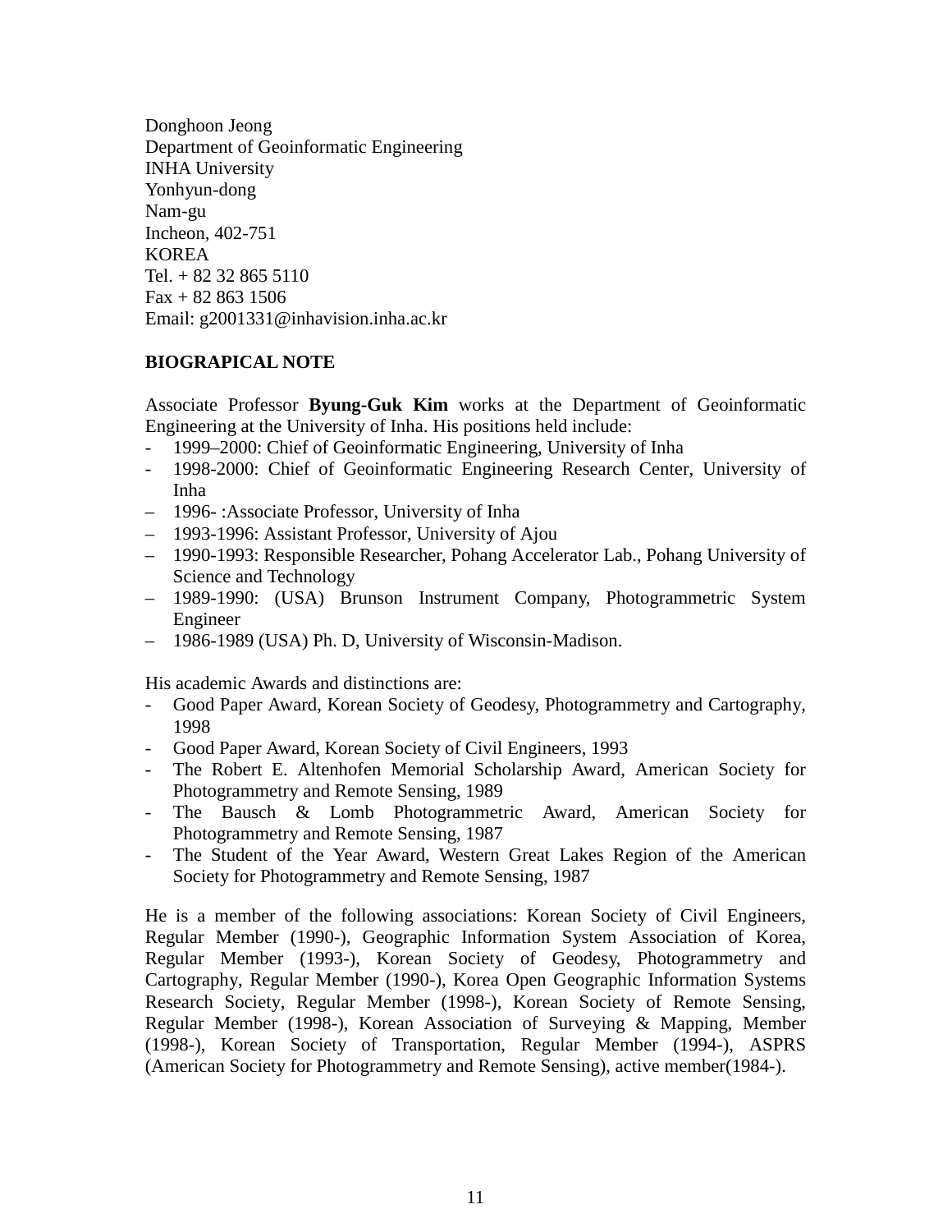Donghoon Jeong
Department of Geoinformatic Engineering
INHA University
Yonhyun-dong
Nam-gu
Incheon, 402-751
KOREA
Tel. + 82 32 865 5110
Fax + 82 863 1506
Email: g2001331@inhavision.inha.ac.kr

**BIOGRAPICAL NOTE**

Associate Professor **Byung-Guk Kim** works at the Department of Geoinformatic Engineering at the University of Inha. His positions held include:

- 1999–2000: Chief of Geoinformatic Engineering, University of Inha
- 1998-2000: Chief of Geoinformatic Engineering Research Center, University of Inha
- 1996- :Associate Professor, University of Inha
- 1993-1996: Assistant Professor, University of Ajou
- 1990-1993: Responsible Researcher, Pohang Accelerator Lab., Pohang University of Science and Technology
- 1989-1990: (USA) Brunson Instrument Company, Photogrammetric System Engineer
- 1986-1989 (USA) Ph. D, University of Wisconsin-Madison.

His academic Awards and distinctions are:

- Good Paper Award, Korean Society of Geodesy, Photogrammetry and Cartography, 1998
- Good Paper Award, Korean Society of Civil Engineers, 1993
- The Robert E. Altenhofen Memorial Scholarship Award, American Society for Photogrammetry and Remote Sensing, 1989
- The Bausch & Lomb Photogrammetric Award, American Society for Photogrammetry and Remote Sensing, 1987
- The Student of the Year Award, Western Great Lakes Region of the American Society for Photogrammetry and Remote Sensing, 1987

He is a member of the following associations: Korean Society of Civil Engineers, Regular Member (1990-), Geographic Information System Association of Korea, Regular Member (1993-), Korean Society of Geodesy, Photogrammetry and Cartography, Regular Member (1990-), Korea Open Geographic Information Systems Research Society, Regular Member (1998-), Korean Society of Remote Sensing, Regular Member (1998-), Korean Association of Surveying & Mapping, Member (1998-), Korean Society of Transportation, Regular Member (1994-), ASPRS (American Society for Photogrammetry and Remote Sensing), active member(1984-).